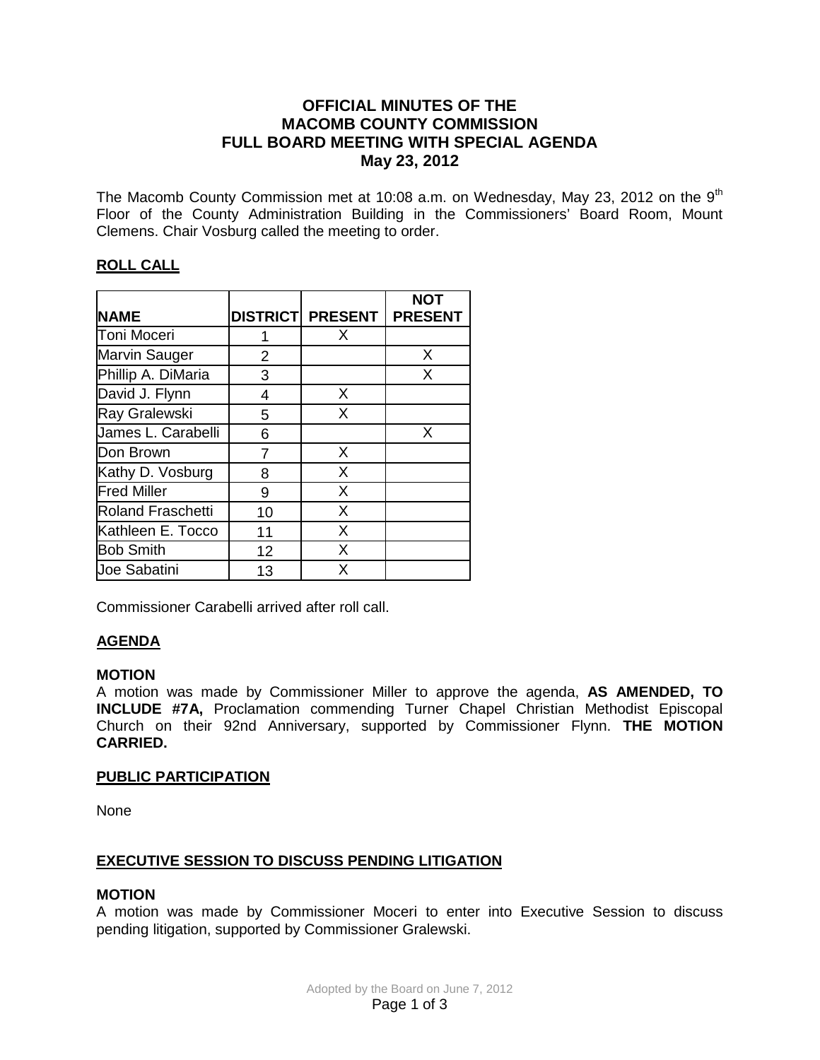# OFFICIAL MINUTES OF THE MACOMB COUNTY COMMISSION FULL BOARD MEETING WITH SPECIAL AGENDA May 23, 2012

The Macomb County Commission met at 10:08 a.m. on Wednesday, May 23, 2012 on the 9th Floor of the County Administration Building in the Commissioners' Board Room, Mount Clemens. Chair Vosburg called the meeting to order.

## ROLL CALL

| NAME | DISTRICT | PRESENT | NOT PRESENT |
|---|---|---|---|
| Toni Moceri | 1 | X | |
| Marvin Sauger | 2 | | X |
| Phillip A. DiMaria | 3 | | X |
| David J. Flynn | 4 | X | |
| Ray Gralewski | 5 | X | |
| James L. Carabelli | 6 | | X |
| Don Brown | 7 | X | |
| Kathy D. Vosburg | 8 | X | |
| Fred Miller | 9 | X | |
| Roland Fraschetti | 10 | X | |
| Kathleen E. Tocco | 11 | X | |
| Bob Smith | 12 | X | |
| Joe Sabatini | 13 | X | |

Commissioner Carabelli arrived after roll call.

## AGENDA

**MOTION**
A motion was made by Commissioner Miller to approve the agenda, **AS AMENDED, TO INCLUDE #7A,** Proclamation commending Turner Chapel Christian Methodist Episcopal Church on their 92nd Anniversary, supported by Commissioner Flynn. **THE MOTION CARRIED.**

## PUBLIC PARTICIPATION

None

## EXECUTIVE SESSION TO DISCUSS PENDING LITIGATION

**MOTION**
A motion was made by Commissioner Moceri to enter into Executive Session to discuss pending litigation, supported by Commissioner Gralewski.

Adopted by the Board on June 7, 2012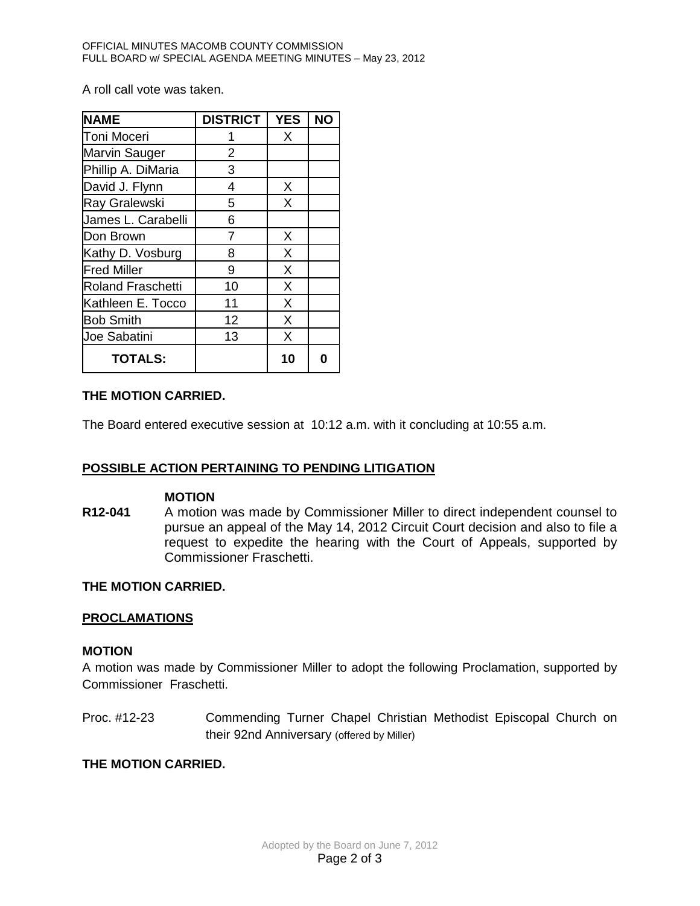A roll call vote was taken.

| NAME | DISTRICT | YES | NO |
|---|---|---|---|
| Toni Moceri | 1 | X | |
| Marvin Sauger | 2 | | |
| Phillip A. DiMaria | 3 | | |
| David J. Flynn | 4 | X | |
| Ray Gralewski | 5 | X | |
| James L. Carabelli | 6 | | |
| Don Brown | 7 | X | |
| Kathy D. Vosburg | 8 | X | |
| Fred Miller | 9 | X | |
| Roland Fraschetti | 10 | X | |
| Kathleen E. Tocco | 11 | X | |
| Bob Smith | 12 | X | |
| Joe Sabatini | 13 | X | |
| **TOTALS:** | | **10** | **0** |

**THE MOTION CARRIED.**

The Board entered executive session at 10:12 a.m. with it concluding at 10:55 a.m.

**POSSIBLE ACTION PERTAINING TO PENDING LITIGATION**

**MOTION**

**R12-041** A motion was made by Commissioner Miller to direct independent counsel to pursue an appeal of the May 14, 2012 Circuit Court decision and also to file a request to expedite the hearing with the Court of Appeals, supported by Commissioner Fraschetti.

**THE MOTION CARRIED.**

**PROCLAMATIONS**

**MOTION**

A motion was made by Commissioner Miller to adopt the following Proclamation, supported by Commissioner Fraschetti.

Proc. #12-23 Commending Turner Chapel Christian Methodist Episcopal Church on their 92nd Anniversary (offered by Miller)

**THE MOTION CARRIED.**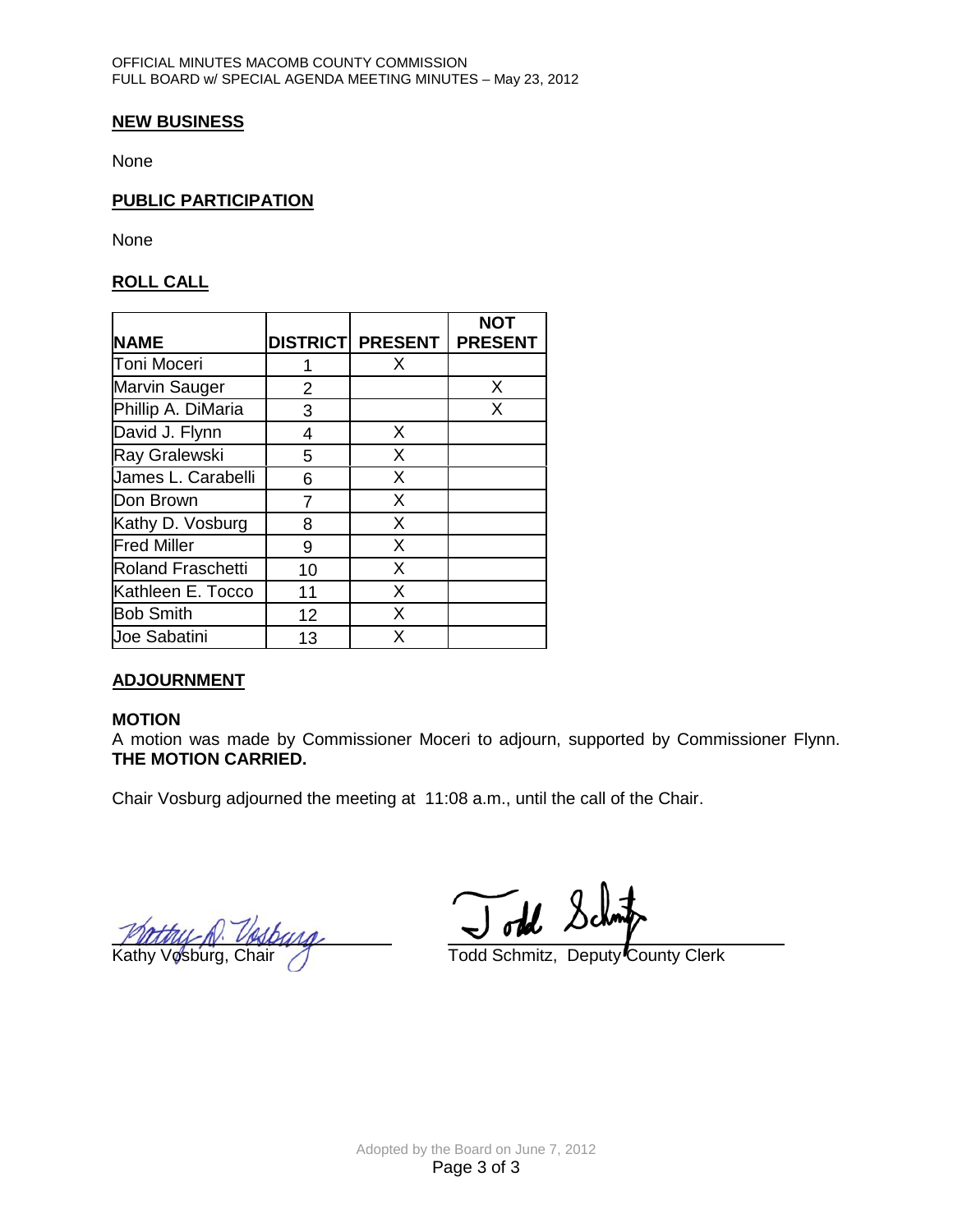## NEW BUSINESS

None

## PUBLIC PARTICIPATION

None

## ROLL CALL

| NAME | DISTRICT | PRESENT | NOT PRESENT |
|---|---|---|---|
| Toni Moceri | 1 | X | |
| Marvin Sauger | 2 | | X |
| Phillip A. DiMaria | 3 | | X |
| David J. Flynn | 4 | X | |
| Ray Gralewski | 5 | X | |
| James L. Carabelli | 6 | X | |
| Don Brown | 7 | X | |
| Kathy D. Vosburg | 8 | X | |
| Fred Miller | 9 | X | |
| Roland Fraschetti | 10 | X | |
| Kathleen E. Tocco | 11 | X | |
| Bob Smith | 12 | X | |
| Joe Sabatini | 13 | X | |

## ADJOURNMENT

**MOTION**

A motion was made by Commissioner Moceri to adjourn, supported by Commissioner Flynn. **THE MOTION CARRIED.**

Chair Vosburg adjourned the meeting at 11:08 a.m., until the call of the Chair.

Kathy Vosburg, Chair

Todd Schmitz, Deputy County Clerk

Adopted by the Board on June 7, 2012